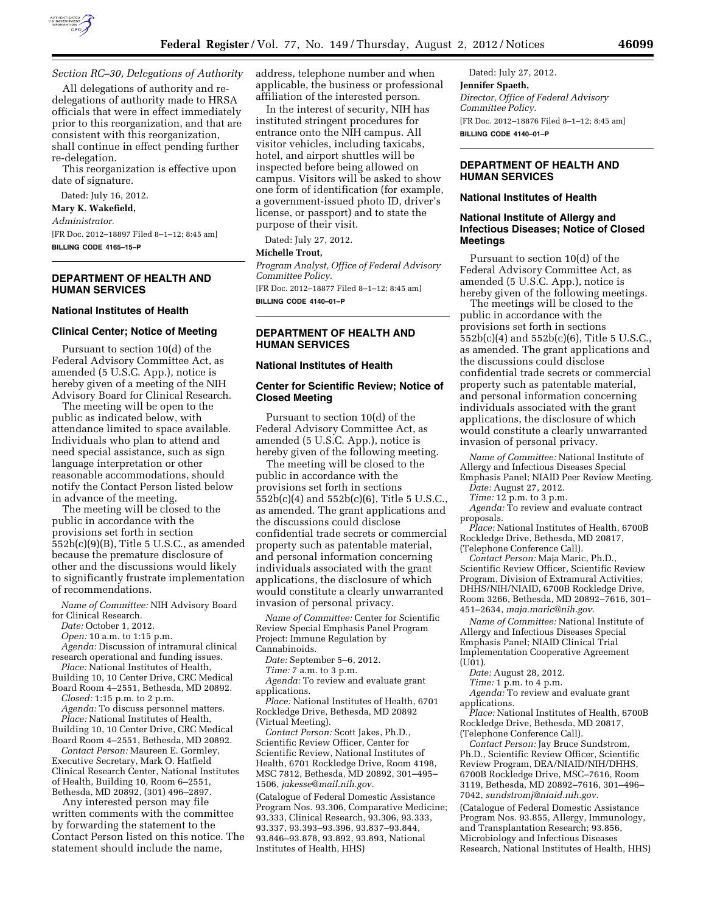*Section RC–30, Delegations of Authority*

All delegations of authority and re-delegations of authority made to HRSA officials that were in effect immediately prior to this reorganization, and that are consistent with this reorganization, shall continue in effect pending further re-delegation.

This reorganization is effective upon date of signature.

Dated: July 16, 2012.

**Mary K. Wakefield,**

*Administrator.*

[FR Doc. 2012–18897 Filed 8–1–12; 8:45 am]

**BILLING CODE 4165–15–P**

## DEPARTMENT OF HEALTH AND HUMAN SERVICES

### National Institutes of Health

### Clinical Center; Notice of Meeting

Pursuant to section 10(d) of the Federal Advisory Committee Act, as amended (5 U.S.C. App.), notice is hereby given of a meeting of the NIH Advisory Board for Clinical Research.

The meeting will be open to the public as indicated below, with attendance limited to space available. Individuals who plan to attend and need special assistance, such as sign language interpretation or other reasonable accommodations, should notify the Contact Person listed below in advance of the meeting.

The meeting will be closed to the public in accordance with the provisions set forth in section 552b(c)(9)(B), Title 5 U.S.C., as amended because the premature disclosure of other and the discussions would likely to significantly frustrate implementation of recommendations.

*Name of Committee:* NIH Advisory Board for Clinical Research.

*Date:* October 1, 2012.

*Open:* 10 a.m. to 1:15 p.m.

*Agenda:* Discussion of intramural clinical research operational and funding issues.

*Place:* National Institutes of Health, Building 10, 10 Center Drive, CRC Medical Board Room 4–2551, Bethesda, MD 20892.

*Closed:* 1:15 p.m. to 2 p.m.

*Agenda:* To discuss personnel matters.

*Place:* National Institutes of Health, Building 10, 10 Center Drive, CRC Medical Board Room 4–2551, Bethesda, MD 20892.

*Contact Person:* Maureen E. Gormley, Executive Secretary, Mark O. Hatfield Clinical Research Center, National Institutes of Health, Building 10, Room 6–2551, Bethesda, MD 20892, (301) 496–2897.

Any interested person may file written comments with the committee by forwarding the statement to the Contact Person listed on this notice. The statement should include the name, address, telephone number and when applicable, the business or professional affiliation of the interested person.

In the interest of security, NIH has instituted stringent procedures for entrance onto the NIH campus. All visitor vehicles, including taxicabs, hotel, and airport shuttles will be inspected before being allowed on campus. Visitors will be asked to show one form of identification (for example, a government-issued photo ID, driver's license, or passport) and to state the purpose of their visit.

Dated: July 27, 2012.

**Michelle Trout,**

*Program Analyst, Office of Federal Advisory Committee Policy.*

[FR Doc. 2012–18877 Filed 8–1–12; 8:45 am]

**BILLING CODE 4140–01–P**

## DEPARTMENT OF HEALTH AND HUMAN SERVICES

### National Institutes of Health

### Center for Scientific Review; Notice of Closed Meeting

Pursuant to section 10(d) of the Federal Advisory Committee Act, as amended (5 U.S.C. App.), notice is hereby given of the following meeting.

The meeting will be closed to the public in accordance with the provisions set forth in sections 552b(c)(4) and 552b(c)(6), Title 5 U.S.C., as amended. The grant applications and the discussions could disclose confidential trade secrets or commercial property such as patentable material, and personal information concerning individuals associated with the grant applications, the disclosure of which would constitute a clearly unwarranted invasion of personal privacy.

*Name of Committee:* Center for Scientific Review Special Emphasis Panel Program Project: Immune Regulation by Cannabinoids.

*Date:* September 5–6, 2012.

*Time:* 7 a.m. to 3 p.m.

*Agenda:* To review and evaluate grant applications.

*Place:* National Institutes of Health, 6701 Rockledge Drive, Bethesda, MD 20892 (Virtual Meeting).

*Contact Person:* Scott Jakes, Ph.D., Scientific Review Officer, Center for Scientific Review, National Institutes of Health, 6701 Rockledge Drive, Room 4198, MSC 7812, Bethesda, MD 20892, 301–495–1506, *jakesse@mail.nih.gov.*

(Catalogue of Federal Domestic Assistance Program Nos. 93.306, Comparative Medicine; 93.333, Clinical Research, 93.306, 93.333, 93.337, 93.393–93.396, 93.837–93.844, 93.846–93.878, 93.892, 93.893, National Institutes of Health, HHS)

Dated: July 27, 2012.

**Jennifer Spaeth,**

*Director, Office of Federal Advisory Committee Policy.*

[FR Doc. 2012–18876 Filed 8–1–12; 8:45 am]

**BILLING CODE 4140–01–P**

## DEPARTMENT OF HEALTH AND HUMAN SERVICES

### National Institutes of Health

### National Institute of Allergy and Infectious Diseases; Notice of Closed Meetings

Pursuant to section 10(d) of the Federal Advisory Committee Act, as amended (5 U.S.C. App.), notice is hereby given of the following meetings.

The meetings will be closed to the public in accordance with the provisions set forth in sections 552b(c)(4) and 552b(c)(6), Title 5 U.S.C., as amended. The grant applications and the discussions could disclose confidential trade secrets or commercial property such as patentable material, and personal information concerning individuals associated with the grant applications, the disclosure of which would constitute a clearly unwarranted invasion of personal privacy.

*Name of Committee:* National Institute of Allergy and Infectious Diseases Special Emphasis Panel; NIAID Peer Review Meeting.

*Date:* August 27, 2012.

*Time:* 12 p.m. to 3 p.m.

*Agenda:* To review and evaluate contract proposals.

*Place:* National Institutes of Health, 6700B Rockledge Drive, Bethesda, MD 20817, (Telephone Conference Call).

*Contact Person:* Maja Maric, Ph.D., Scientific Review Officer, Scientific Review Program, Division of Extramural Activities, DHHS/NIH/NIAID, 6700B Rockledge Drive, Room 3266, Bethesda, MD 20892–7616, 301–451–2634, *maja.maric@nih.gov.*

*Name of Committee:* National Institute of Allergy and Infectious Diseases Special Emphasis Panel; NIAID Clinical Trial Implementation Cooperative Agreement (U01).

*Date:* August 28, 2012.

*Time:* 1 p.m. to 4 p.m.

*Agenda:* To review and evaluate grant applications.

*Place:* National Institutes of Health, 6700B Rockledge Drive, Bethesda, MD 20817, (Telephone Conference Call).

*Contact Person:* Jay Bruce Sundstrom, Ph.D., Scientific Review Officer, Scientific Review Program, DEA/NIAID/NIH/DHHS, 6700B Rockledge Drive, MSC–7616, Room 3119, Bethesda, MD 20892–7616, 301–496–7042, *sundstromj@niaid.nih.gov.*

(Catalogue of Federal Domestic Assistance Program Nos. 93.855, Allergy, Immunology, and Transplantation Research; 93.856, Microbiology and Infectious Diseases Research, National Institutes of Health, HHS)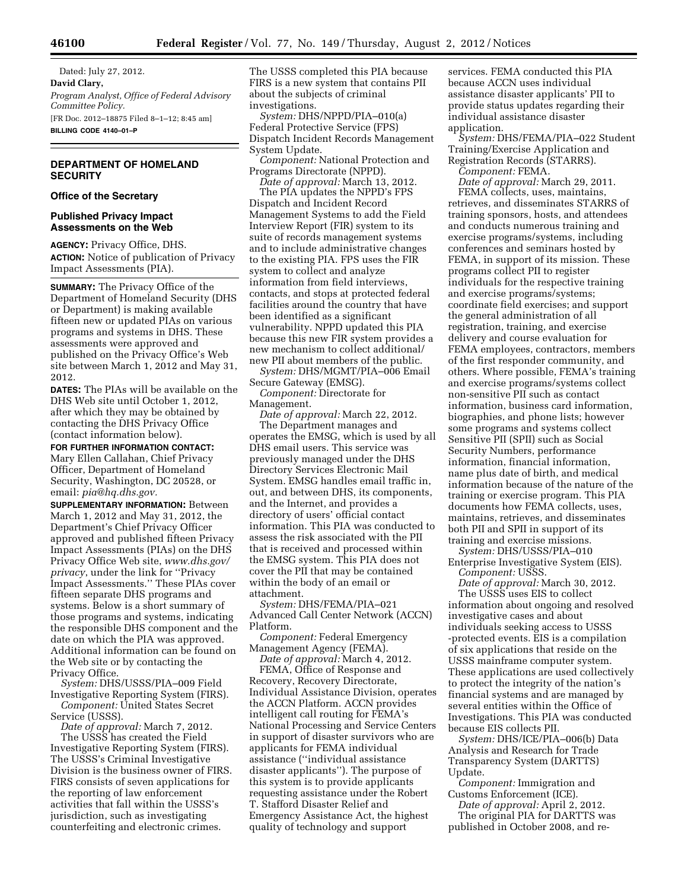Dated: July 27, 2012.

**David Clary,**

*Program Analyst, Office of Federal Advisory Committee Policy.*

[FR Doc. 2012–18875 Filed 8–1–12; 8:45 am]

**BILLING CODE 4140–01–P**

## DEPARTMENT OF HOMELAND SECURITY

### Office of the Secretary

### Published Privacy Impact Assessments on the Web

**AGENCY:** Privacy Office, DHS.

**ACTION:** Notice of publication of Privacy Impact Assessments (PIA).

**SUMMARY:** The Privacy Office of the Department of Homeland Security (DHS or Department) is making available fifteen new or updated PIAs on various programs and systems in DHS. These assessments were approved and published on the Privacy Office's Web site between March 1, 2012 and May 31, 2012.

**DATES:** The PIAs will be available on the DHS Web site until October 1, 2012, after which they may be obtained by contacting the DHS Privacy Office (contact information below).

**FOR FURTHER INFORMATION CONTACT:** Mary Ellen Callahan, Chief Privacy Officer, Department of Homeland Security, Washington, DC 20528, or email: *pia@hq.dhs.gov.*

**SUPPLEMENTARY INFORMATION:** Between March 1, 2012 and May 31, 2012, the Department's Chief Privacy Officer approved and published fifteen Privacy Impact Assessments (PIAs) on the DHS Privacy Office Web site, *www.dhs.gov/privacy*, under the link for "Privacy Impact Assessments." These PIAs cover fifteen separate DHS programs and systems. Below is a short summary of those programs and systems, indicating the responsible DHS component and the date on which the PIA was approved. Additional information can be found on the Web site or by contacting the Privacy Office.

*System:* DHS/USSS/PIA–009 Field Investigative Reporting System (FIRS).

*Component:* United States Secret Service (USSS).

*Date of approval:* March 7, 2012.

The USSS has created the Field Investigative Reporting System (FIRS). The USSS's Criminal Investigative Division is the business owner of FIRS. FIRS consists of seven applications for the reporting of law enforcement activities that fall within the USSS's jurisdiction, such as investigating counterfeiting and electronic crimes. The USSS completed this PIA because FIRS is a new system that contains PII about the subjects of criminal investigations.

*System:* DHS/NPPD/PIA–010(a) Federal Protective Service (FPS) Dispatch Incident Records Management System Update.

*Component:* National Protection and Programs Directorate (NPPD).

*Date of approval:* March 13, 2012.

The PIA updates the NPPD's FPS Dispatch and Incident Record Management Systems to add the Field Interview Report (FIR) system to its suite of records management systems and to include administrative changes to the existing PIA. FPS uses the FIR system to collect and analyze information from field interviews, contacts, and stops at protected federal facilities around the country that have been identified as a significant vulnerability. NPPD updated this PIA because this new FIR system provides a new mechanism to collect additional/new PII about members of the public.

*System:* DHS/MGMT/PIA–006 Email Secure Gateway (EMSG).

*Component:* Directorate for Management.

*Date of approval:* March 22, 2012.

The Department manages and operates the EMSG, which is used by all DHS email users. This service was previously managed under the DHS Directory Services Electronic Mail System. EMSG handles email traffic in, out, and between DHS, its components, and the Internet, and provides a directory of users' official contact information. This PIA was conducted to assess the risk associated with the PII that is received and processed within the EMSG system. This PIA does not cover the PII that may be contained within the body of an email or attachment.

*System:* DHS/FEMA/PIA–021 Advanced Call Center Network (ACCN) Platform.

*Component:* Federal Emergency Management Agency (FEMA).

*Date of approval:* March 4, 2012.

FEMA, Office of Response and Recovery, Recovery Directorate, Individual Assistance Division, operates the ACCN Platform. ACCN provides intelligent call routing for FEMA's National Processing and Service Centers in support of disaster survivors who are applicants for FEMA individual assistance ("individual assistance disaster applicants"). The purpose of this system is to provide applicants requesting assistance under the Robert T. Stafford Disaster Relief and Emergency Assistance Act, the highest quality of technology and support services. FEMA conducted this PIA because ACCN uses individual assistance disaster applicants' PII to provide status updates regarding their individual assistance disaster application.

*System:* DHS/FEMA/PIA–022 Student Training/Exercise Application and Registration Records (STARRS).

*Component:* FEMA.

*Date of approval:* March 29, 2011.

FEMA collects, uses, maintains, retrieves, and disseminates STARRS of training sponsors, hosts, and attendees and conducts numerous training and exercise programs/systems, including conferences and seminars hosted by FEMA, in support of its mission. These programs collect PII to register individuals for the respective training and exercise programs/systems; coordinate field exercises; and support the general administration of all registration, training, and exercise delivery and course evaluation for FEMA employees, contractors, members of the first responder community, and others. Where possible, FEMA's training and exercise programs/systems collect non-sensitive PII such as contact information, business card information, biographies, and phone lists; however some programs and systems collect Sensitive PII (SPII) such as Social Security Numbers, performance information, financial information, name plus date of birth, and medical information because of the nature of the training or exercise program. This PIA documents how FEMA collects, uses, maintains, retrieves, and disseminates both PII and SPII in support of its training and exercise missions.

*System:* DHS/USSS/PIA–010 Enterprise Investigative System (EIS).

*Component:* USSS.

*Date of approval:* March 30, 2012.

The USSS uses EIS to collect information about ongoing and resolved investigative cases and about individuals seeking access to USSS -protected events. EIS is a compilation of six applications that reside on the USSS mainframe computer system. These applications are used collectively to protect the integrity of the nation's financial systems and are managed by several entities within the Office of Investigations. This PIA was conducted because EIS collects PII.

*System:* DHS/ICE/PIA–006(b) Data Analysis and Research for Trade Transparency System (DARTTS) Update.

*Component:* Immigration and Customs Enforcement (ICE).

*Date of approval:* April 2, 2012.

The original PIA for DARTTS was published in October 2008, and re-